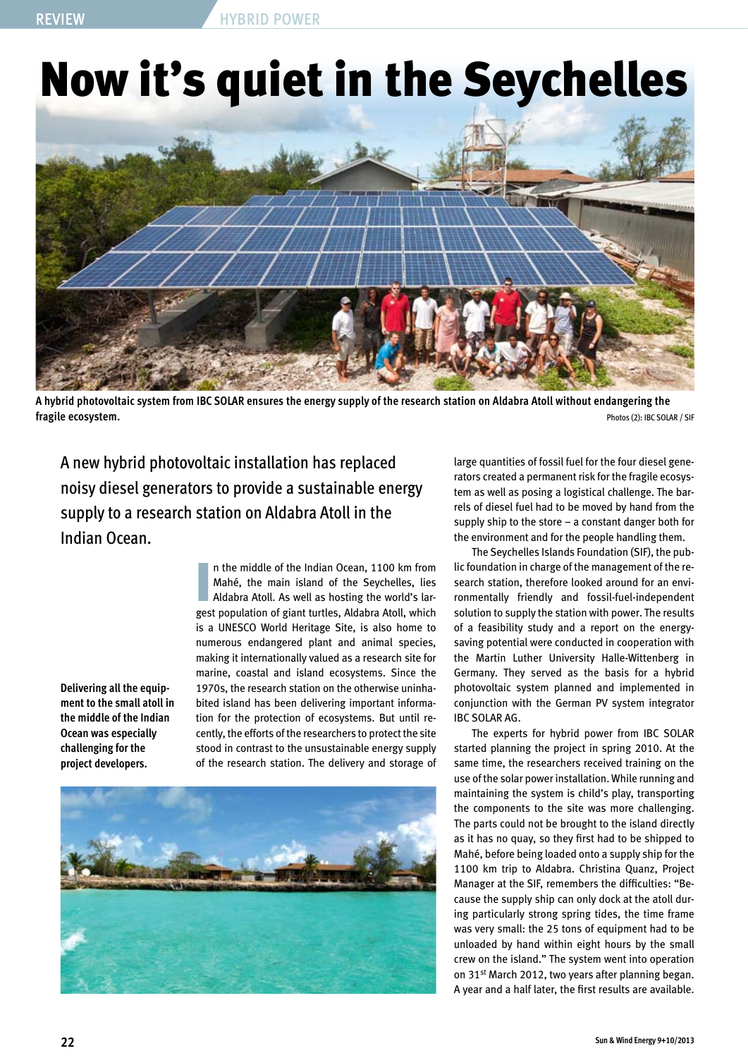# Now it's quiet in the Seychelles

**A hybrid photovoltaic system from IBC SOLAR ensures the energy supply of the research station on Aldabra Atoll without endangering the fragile ecosystem.**

Photos (2): IBC SOLAR / SIF

A new hybrid photovoltaic installation has replaced noisy diesel generators to provide a sustainable energy supply to a research station on Aldabra Atoll in the Indian Ocean.

In the middle of the Indian Ocean, 1100 km from Mahé, the main island of the Seychelles, lies Aldabra Atoll. As well as hosting the world's largest population of giant turtles, Aldabra Atoll, which is a UNESCO World Heritage Site, is also home to numerous endangered plant and animal species, making it internationally valued as a research site for marine, coastal and island ecosystems. Since the 1970s, the research station on the otherwise uninhabited island has been delivering important information for the protection of ecosystems. But until recently, the efforts of the researchers to protect the site stood in contrast to the unsustainable energy supply of the research station. The delivery and storage of large quantities of fossil fuel for the four diesel generators created a permanent risk for the fragile ecosystem as well as posing a logistical challenge. The barrels of diesel fuel had to be moved by hand from the supply ship to the store – a constant danger both for the environment and for the people handling them.

**Delivering all the equipment to the small atoll in the middle of the Indian Ocean was especially challenging for the project developers.**

The Seychelles Islands Foundation (SIF), the public foundation in charge of the management of the research station, therefore looked around for an environmentally friendly and fossil-fuel-independent solution to supply the station with power. The results of a feasibility study and a report on the energy-saving potential were conducted in cooperation with the Martin Luther University Halle-Wittenberg in Germany. They served as the basis for a hybrid photovoltaic system planned and implemented in conjunction with the German PV system integrator IBC SOLAR AG.

The experts for hybrid power from IBC SOLAR started planning the project in spring 2010. At the same time, the researchers received training on the use of the solar power installation. While running and maintaining the system is child's play, transporting the components to the site was more challenging. The parts could not be brought to the island directly as it has no quay, so they first had to be shipped to Mahé, before being loaded onto a supply ship for the 1100 km trip to Aldabra. Christina Quanz, Project Manager at the SIF, remembers the difficulties: "Because the supply ship can only dock at the atoll during particularly strong spring tides, the time frame was very small: the 25 tons of equipment had to be unloaded by hand within eight hours by the small crew on the island." The system went into operation on 31st March 2012, two years after planning began. A year and a half later, the first results are available.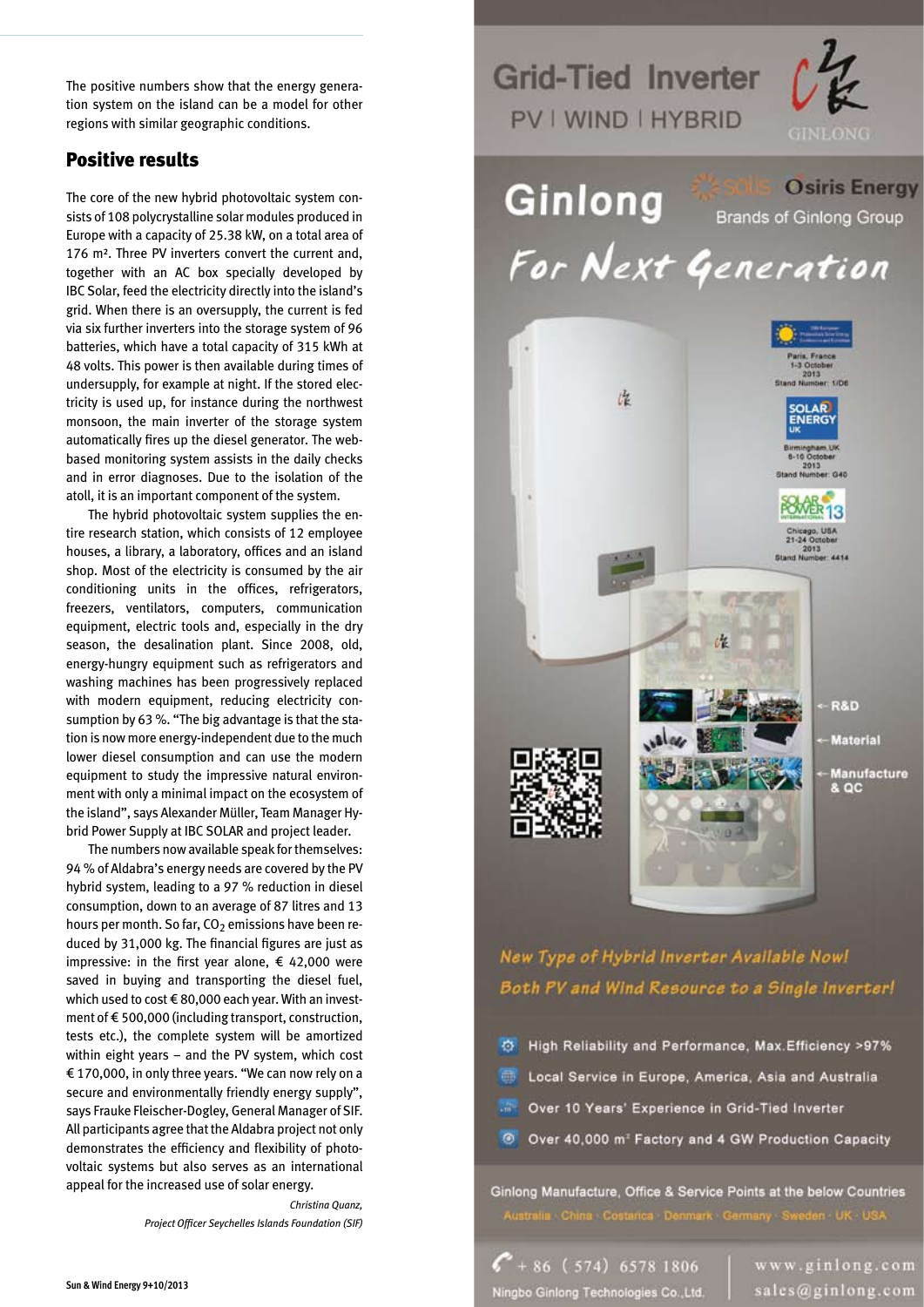The positive numbers show that the energy generation system on the island can be a model for other regions with similar geographic conditions.

## Positive results

The core of the new hybrid photovoltaic system consists of 108 polycrystalline solar modules produced in Europe with a capacity of 25.38 kW, on a total area of 176 m². Three PV inverters convert the current and, together with an AC box specially developed by IBC Solar, feed the electricity directly into the island's grid. When there is an oversupply, the current is fed via six further inverters into the storage system of 96 batteries, which have a total capacity of 315 kWh at 48 volts. This power is then available during times of undersupply, for example at night. If the stored electricity is used up, for instance during the northwest monsoon, the main inverter of the storage system automatically fires up the diesel generator. The web-based monitoring system assists in the daily checks and in error diagnoses. Due to the isolation of the atoll, it is an important component of the system.

The hybrid photovoltaic system supplies the entire research station, which consists of 12 employee houses, a library, a laboratory, offices and an island shop. Most of the electricity is consumed by the air conditioning units in the offices, refrigerators, freezers, ventilators, computers, communication equipment, electric tools and, especially in the dry season, the desalination plant. Since 2008, old, energy-hungry equipment such as refrigerators and washing machines has been progressively replaced with modern equipment, reducing electricity consumption by 63 %. "The big advantage is that the station is now more energy-independent due to the much lower diesel consumption and can use the modern equipment to study the impressive natural environment with only a minimal impact on the ecosystem of the island", says Alexander Müller, Team Manager Hybrid Power Supply at IBC SOLAR and project leader.

The numbers now available speak for themselves: 94 % of Aldabra's energy needs are covered by the PV hybrid system, leading to a 97 % reduction in diesel consumption, down to an average of 87 litres and 13 hours per month. So far, $CO_2$ emissions have been reduced by 31,000 kg. The financial figures are just as impressive: in the first year alone, € 42,000 were saved in buying and transporting the diesel fuel, which used to cost € 80,000 each year. With an investment of € 500,000 (including transport, construction, tests etc.), the complete system will be amortized within eight years – and the PV system, which cost € 170,000, in only three years. "We can now rely on a secure and environmentally friendly energy supply", says Frauke Fleischer-Dogley, General Manager of SIF. All participants agree that the Aldabra project not only demonstrates the efficiency and flexibility of photovoltaic systems but also serves as an international appeal for the increased use of solar energy.

*Christina Quanz,*
*Project Officer Seychelles Islands Foundation (SIF)*

---

**Grid-Tied Inverter**
PV | WIND | HYBRID

GINLONG

**Ginlong** · solis · Osiris Energy — Brands of Ginlong Group

*For Next Generation*

Paris, France, 1-3 October 2013, Stand Number: 1/D6
SOLAR ENERGY UK — Birmingham, UK, 8-10 October 2013, Stand Number: G40
SOLAR POWER 13 INTERNATIONAL — Chicago, USA, 21-24 October 2013, Stand Number: 4414

R&D · Material · Manufacture & QC

*New Type of Hybrid Inverter Available Now!*
*Both PV and Wind Resource to a Single Inverter!*

- High Reliability and Performance, Max.Efficiency >97%
- Local Service in Europe, America, Asia and Australia
- Over 10 Years' Experience in Grid-Tied Inverter
- Over 40,000 m² Factory and 4 GW Production Capacity

Ginlong Manufacture, Office & Service Points at the below Countries
Australia · China · Costarica · Denmark · Germany · Sweden · UK · USA

+ 86 (574) 6578 1806 | www.ginlong.com
Ningbo Ginlong Technologies Co.,Ltd. | sales@ginlong.com